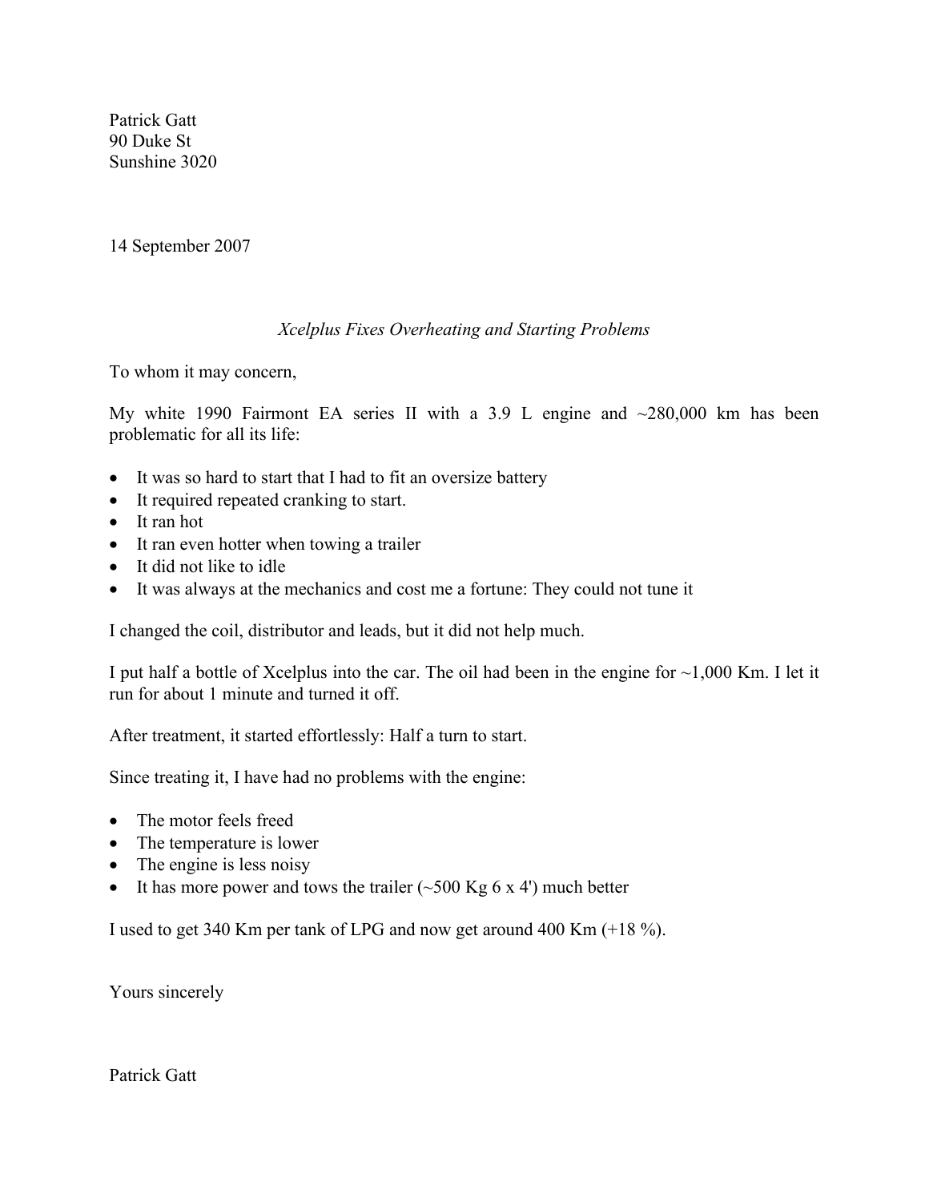Patrick Gatt
90 Duke St
Sunshine 3020

14 September 2007

*Xcelplus Fixes Overheating and Starting Problems*

To whom it may concern,

My white 1990 Fairmont EA series II with a 3.9 L engine and ~280,000 km has been problematic for all its life:

- It was so hard to start that I had to fit an oversize battery
- It required repeated cranking to start.
- It ran hot
- It ran even hotter when towing a trailer
- It did not like to idle
- It was always at the mechanics and cost me a fortune: They could not tune it

I changed the coil, distributor and leads, but it did not help much.

I put half a bottle of Xcelplus into the car. The oil had been in the engine for ~1,000 Km. I let it run for about 1 minute and turned it off.

After treatment, it started effortlessly: Half a turn to start.

Since treating it, I have had no problems with the engine:

- The motor feels freed
- The temperature is lower
- The engine is less noisy
- It has more power and tows the trailer (~500 Kg 6 x 4') much better

I used to get 340 Km per tank of LPG and now get around 400 Km (+18 %).

Yours sincerely

Patrick Gatt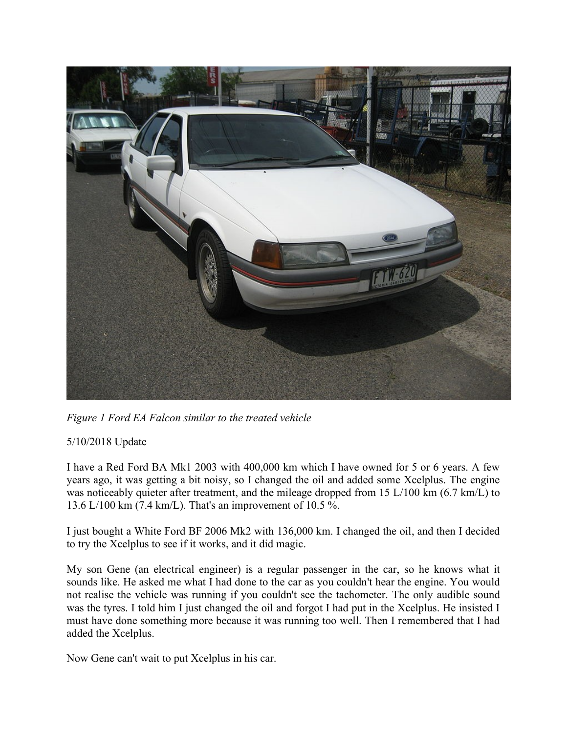*Figure 1 Ford EA Falcon similar to the treated vehicle*

5/10/2018 Update

I have a Red Ford BA Mk1 2003 with 400,000 km which I have owned for 5 or 6 years. A few years ago, it was getting a bit noisy, so I changed the oil and added some Xcelplus. The engine was noticeably quieter after treatment, and the mileage dropped from 15 L/100 km (6.7 km/L) to 13.6 L/100 km (7.4 km/L). That's an improvement of 10.5 %.

I just bought a White Ford BF 2006 Mk2 with 136,000 km. I changed the oil, and then I decided to try the Xcelplus to see if it works, and it did magic.

My son Gene (an electrical engineer) is a regular passenger in the car, so he knows what it sounds like. He asked me what I had done to the car as you couldn't hear the engine. You would not realise the vehicle was running if you couldn't see the tachometer. The only audible sound was the tyres. I told him I just changed the oil and forgot I had put in the Xcelplus. He insisted I must have done something more because it was running too well. Then I remembered that I had added the Xcelplus.

Now Gene can't wait to put Xcelplus in his car.